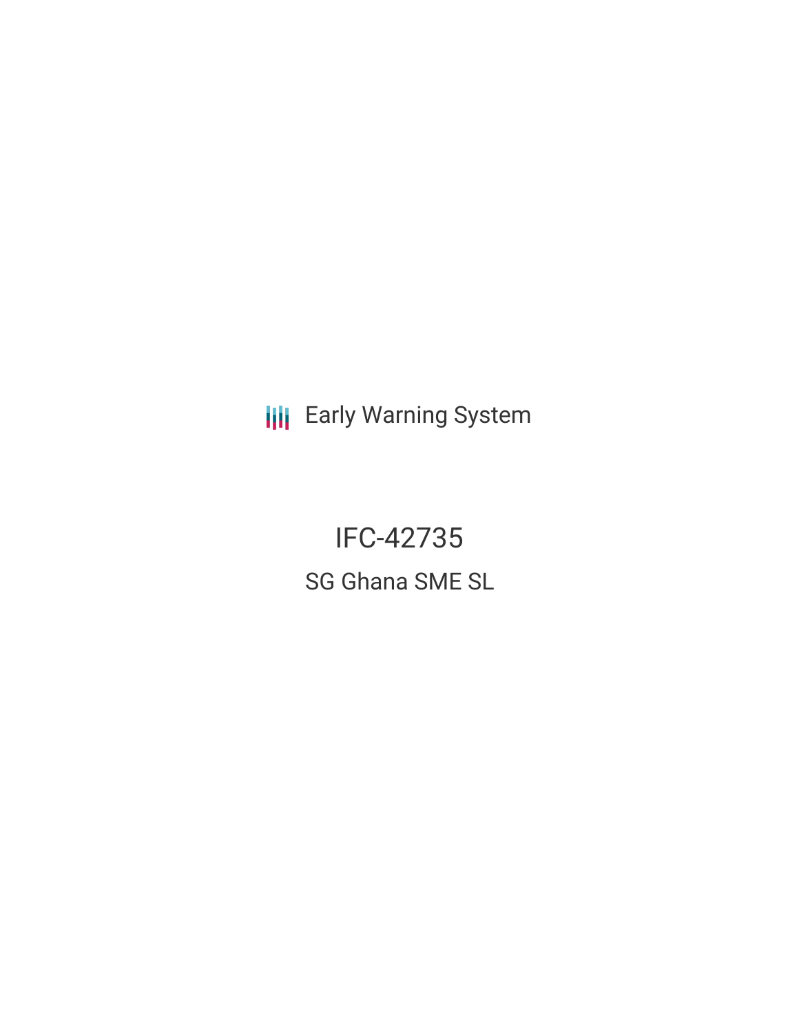Early Warning System

# IFC-42735

## SG Ghana SME SL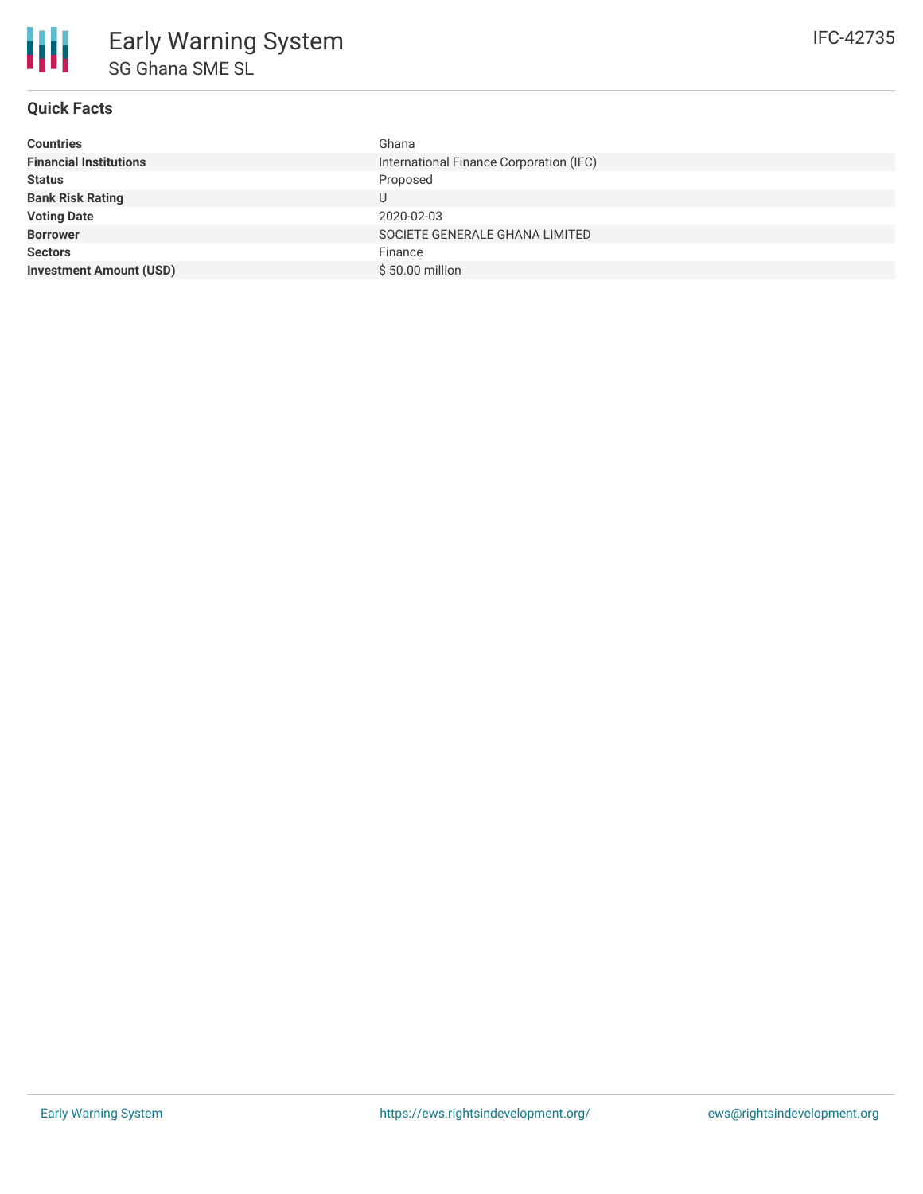# Early Warning System

## SG Ghana SME SL

IFC-42735

### Quick Facts

| | |
|---|---|
| **Countries** | Ghana |
| **Financial Institutions** | International Finance Corporation (IFC) |
| **Status** | Proposed |
| **Bank Risk Rating** | U |
| **Voting Date** | 2020-02-03 |
| **Borrower** | SOCIETE GENERALE GHANA LIMITED |
| **Sectors** | Finance |
| **Investment Amount (USD)** | $ 50.00 million |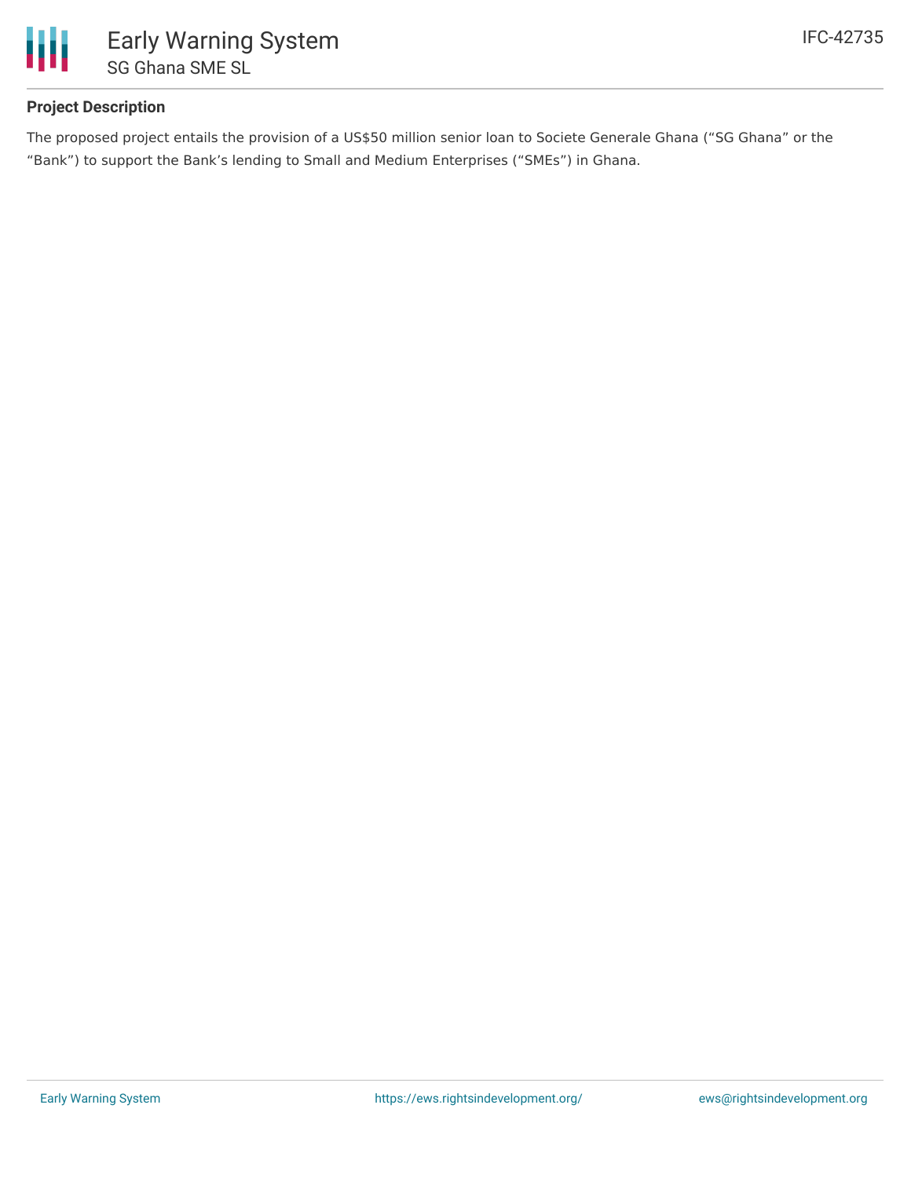## Project Description

The proposed project entails the provision of a US$50 million senior loan to Societe Generale Ghana ("SG Ghana" or the "Bank") to support the Bank's lending to Small and Medium Enterprises ("SMEs") in Ghana.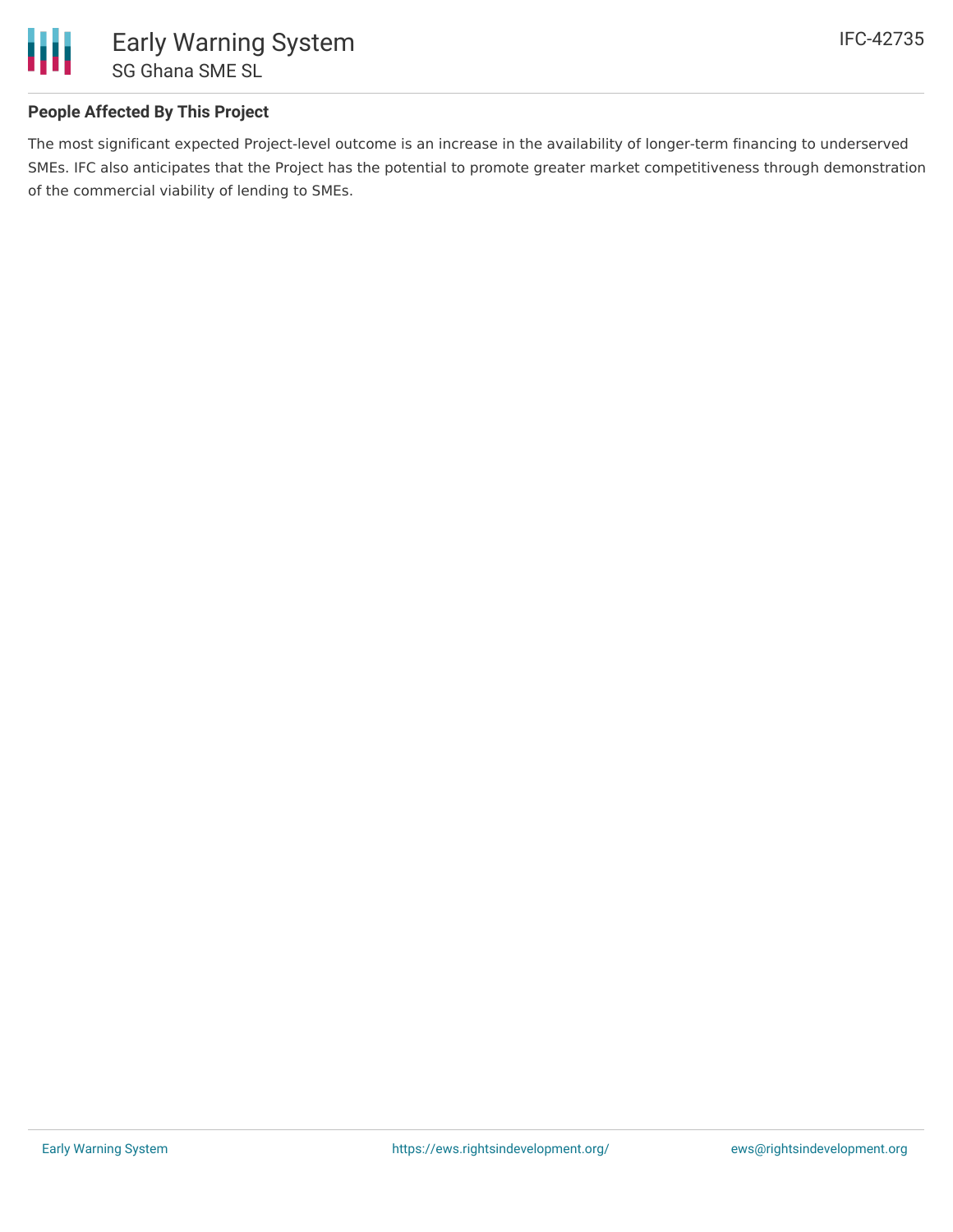## People Affected By This Project

The most significant expected Project-level outcome is an increase in the availability of longer-term financing to underserved SMEs. IFC also anticipates that the Project has the potential to promote greater market competitiveness through demonstration of the commercial viability of lending to SMEs.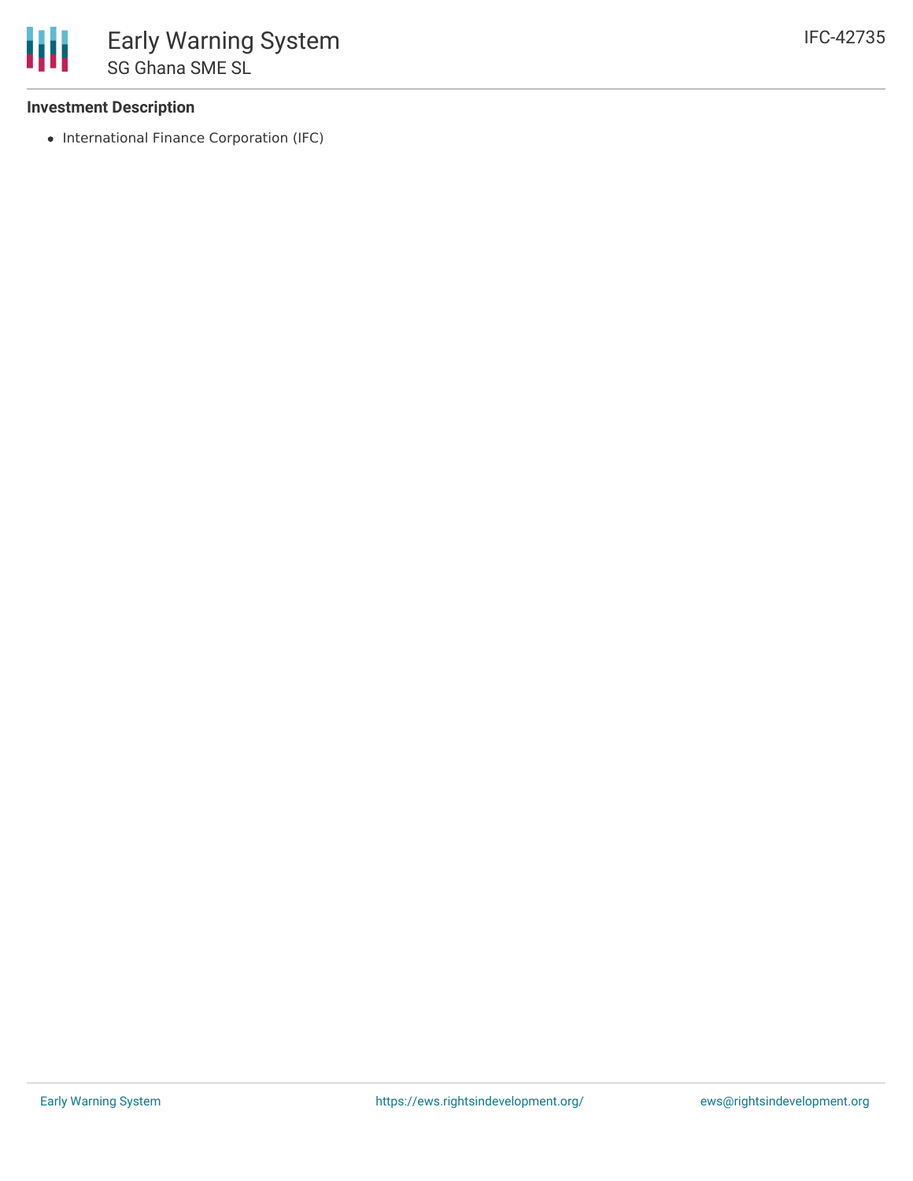### Investment Description

- International Finance Corporation (IFC)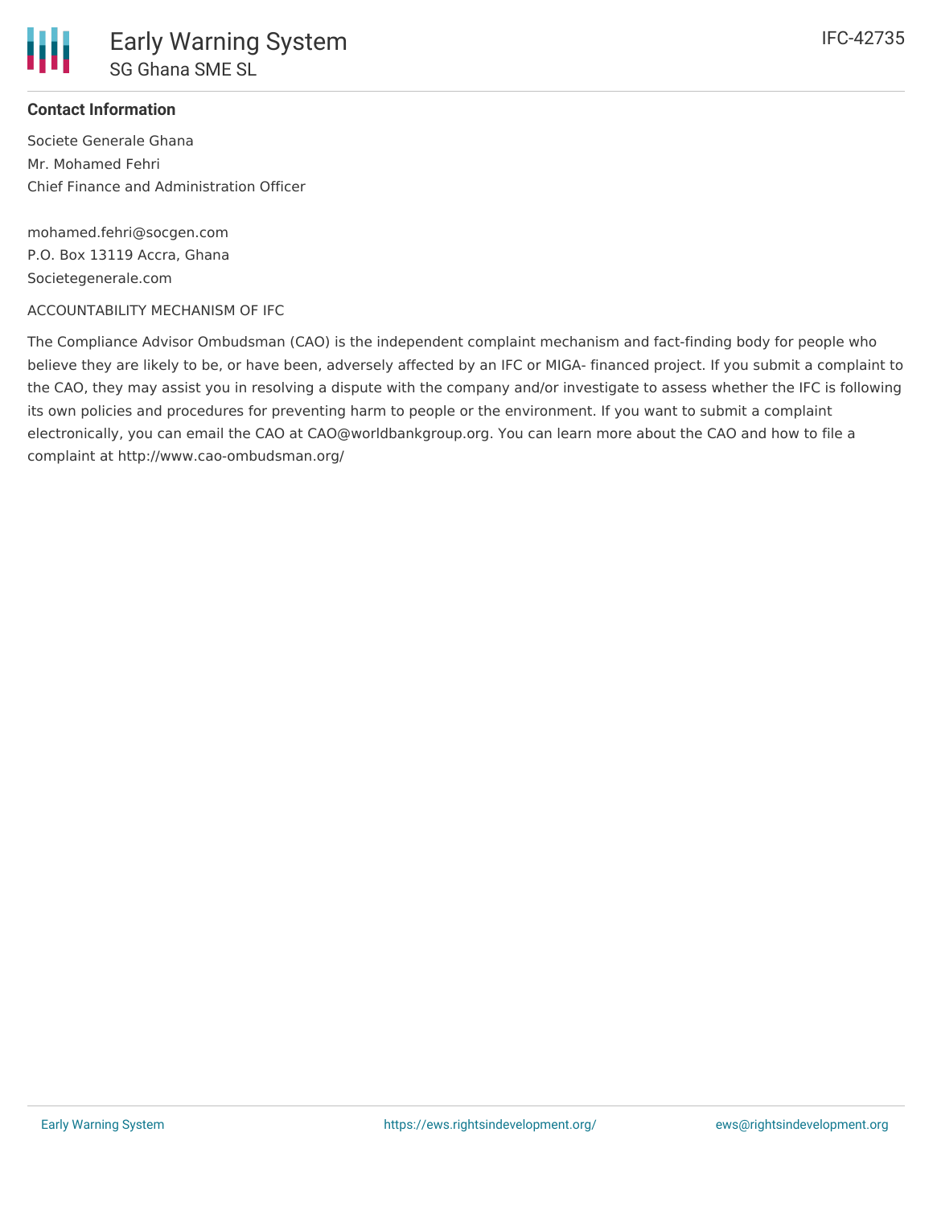**Contact Information**

Societe Generale Ghana
Mr. Mohamed Fehri
Chief Finance and Administration Officer

mohamed.fehri@socgen.com
P.O. Box 13119 Accra, Ghana
Societegenerale.com

ACCOUNTABILITY MECHANISM OF IFC

The Compliance Advisor Ombudsman (CAO) is the independent complaint mechanism and fact-finding body for people who believe they are likely to be, or have been, adversely affected by an IFC or MIGA- financed project. If you submit a complaint to the CAO, they may assist you in resolving a dispute with the company and/or investigate to assess whether the IFC is following its own policies and procedures for preventing harm to people or the environment. If you want to submit a complaint electronically, you can email the CAO at CAO@worldbankgroup.org. You can learn more about the CAO and how to file a complaint at http://www.cao-ombudsman.org/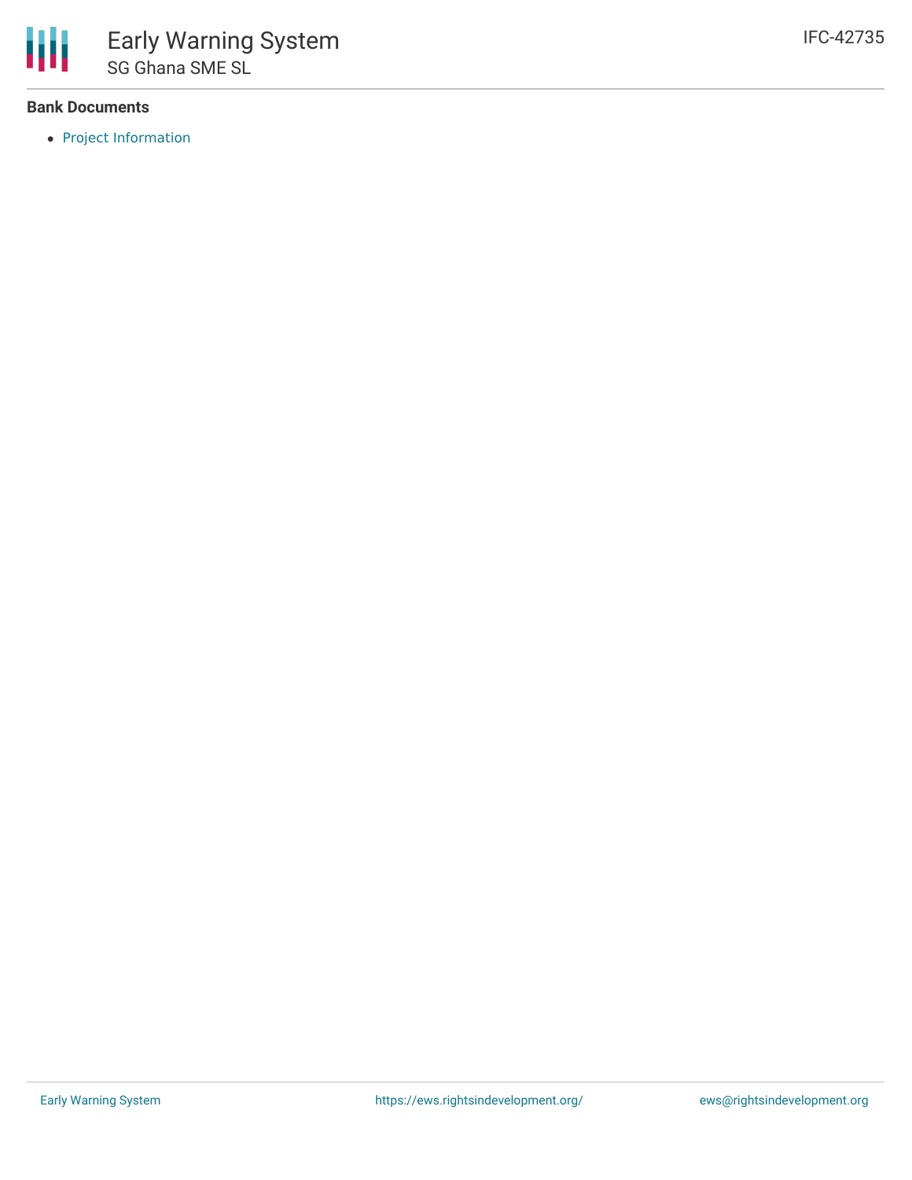**Bank Documents**

- Project Information